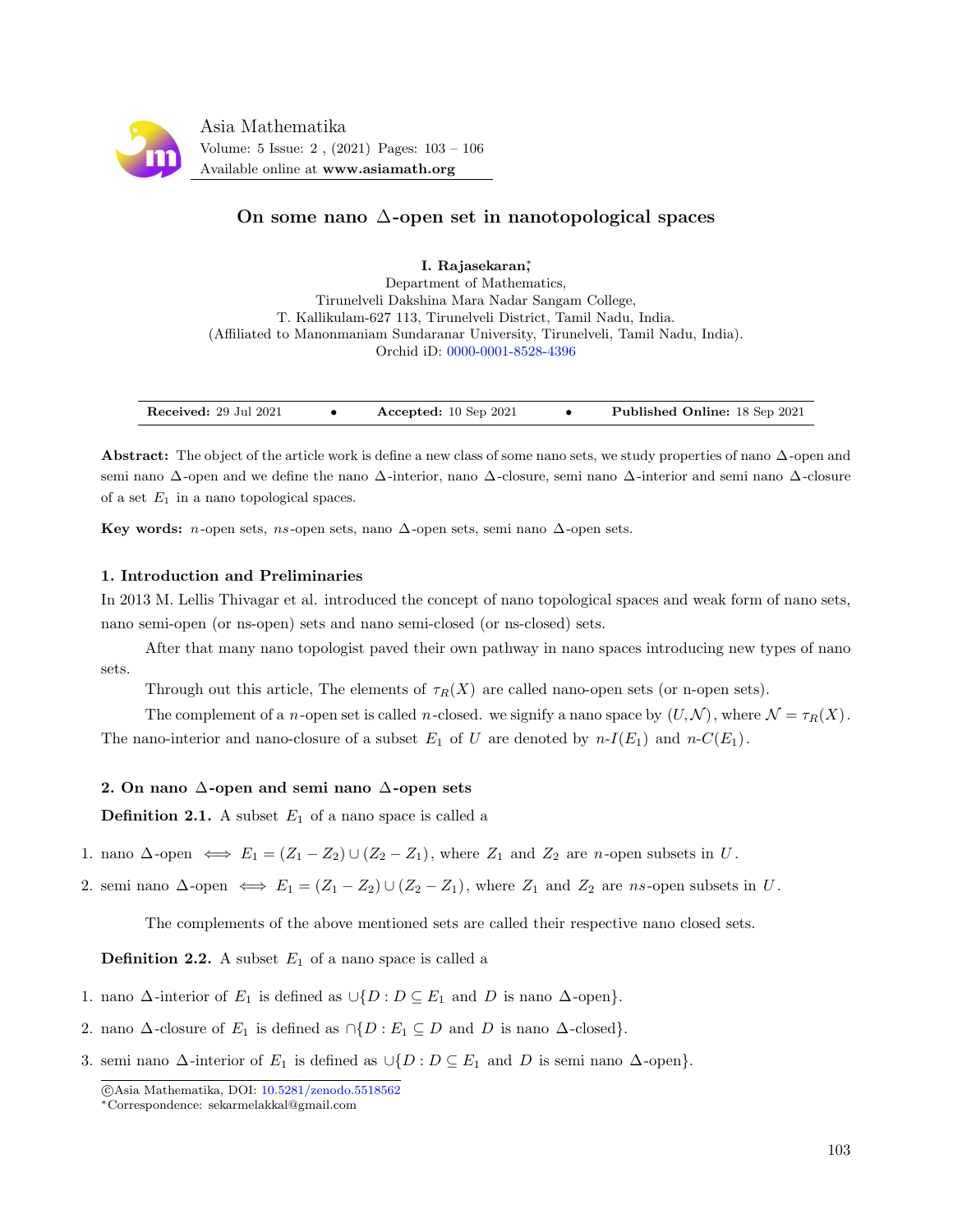# On some nano $\Delta$-open set in nanotopological spaces

**I. Rajasekaran***

Department of Mathematics,
Tirunelveli Dakshina Mara Nadar Sangam College,
T. Kallikulam-627 113, Tirunelveli District, Tamil Nadu, India.
(Affiliated to Manonmaniam Sundaranar University, Tirunelveli, Tamil Nadu, India).
Orchid iD: 0000-0001-8528-4396

**Received:** 29 Jul 2021 • **Accepted:** 10 Sep 2021 • **Published Online:** 18 Sep 2021

**Abstract:** The object of the article work is define a new class of some nano sets, we study properties of nano $\Delta$-open and semi nano $\Delta$-open and we define the nano $\Delta$-interior, nano $\Delta$-closure, semi nano $\Delta$-interior and semi nano $\Delta$-closure of a set $E_1$ in a nano topological spaces.

**Key words:** $n$-open sets, $ns$-open sets, nano $\Delta$-open sets, semi nano $\Delta$-open sets.

## 1. Introduction and Preliminaries

In 2013 M. Lellis Thivagar et al. introduced the concept of nano topological spaces and weak form of nano sets, nano semi-open (or ns-open) sets and nano semi-closed (or ns-closed) sets.

After that many nano topologist paved their own pathway in nano spaces introducing new types of nano sets.

Through out this article, The elements of $\tau_R(X)$ are called nano-open sets (or n-open sets).

The complement of a $n$-open set is called $n$-closed. we signify a nano space by $(U, \mathcal{N})$, where $\mathcal{N} = \tau_R(X)$. The nano-interior and nano-closure of a subset $E_1$ of $U$ are denoted by $n$-$I(E_1)$ and $n$-$C(E_1)$.

## 2. On nano $\Delta$-open and semi nano $\Delta$-open sets

**Definition 2.1.** A subset $E_1$ of a nano space is called a

1. nano $\Delta$-open $\iff$ $E_1 = (Z_1 - Z_2) \cup (Z_2 - Z_1)$, where $Z_1$ and $Z_2$ are $n$-open subsets in $U$.
2. semi nano $\Delta$-open $\iff$ $E_1 = (Z_1 - Z_2) \cup (Z_2 - Z_1)$, where $Z_1$ and $Z_2$ are $ns$-open subsets in $U$.

The complements of the above mentioned sets are called their respective nano closed sets.

**Definition 2.2.** A subset $E_1$ of a nano space is called a

1. nano $\Delta$-interior of $E_1$ is defined as $\cup\{D : D \subseteq E_1$ and $D$ is nano $\Delta$-open$\}$.
2. nano $\Delta$-closure of $E_1$ is defined as $\cap\{D : E_1 \subseteq D$ and $D$ is nano $\Delta$-closed$\}$.
3. semi nano $\Delta$-interior of $E_1$ is defined as $\cup\{D : D \subseteq E_1$ and $D$ is semi nano $\Delta$-open$\}$.

©Asia Mathematika, DOI: 10.5281/zenodo.5518562
*Correspondence: sekarmelakkal@gmail.com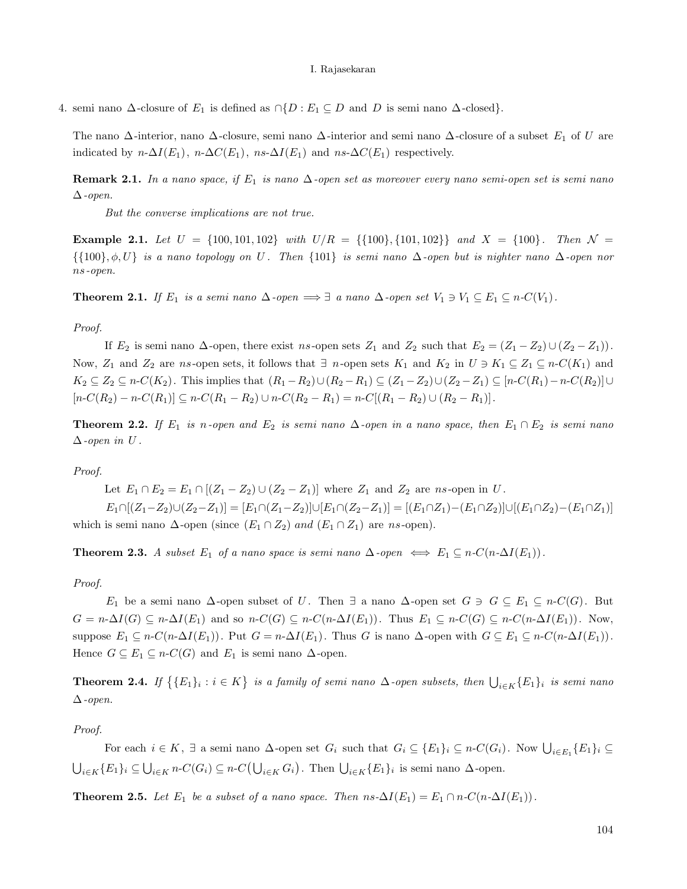4. semi nano $\Delta$-closure of $E_1$ is defined as $\cap\{D : E_1 \subseteq D$ and $D$ is semi nano $\Delta$-closed$\}$.

The nano $\Delta$-interior, nano $\Delta$-closure, semi nano $\Delta$-interior and semi nano $\Delta$-closure of a subset $E_1$ of $U$ are indicated by $n$-$\Delta I(E_1)$, $n$-$\Delta C(E_1)$, $ns$-$\Delta I(E_1)$ and $ns$-$\Delta C(E_1)$ respectively.

**Remark 2.1.** *In a nano space, if $E_1$ is nano $\Delta$-open set as moreover every nano semi-open set is semi nano $\Delta$-open.*

*But the converse implications are not true.*

**Example 2.1.** *Let $U = \{100, 101, 102\}$ with $U/R = \{\{100\}, \{101, 102\}\}$ and $X = \{100\}$. Then $\mathcal{N} = \{\{100\}, \phi, U\}$ is a nano topology on $U$. Then $\{101\}$ is semi nano $\Delta$-open but is nighter nano $\Delta$-open nor $ns$-open.*

**Theorem 2.1.** *If $E_1$ is a semi nano $\Delta$-open $\Longrightarrow \exists$ a nano $\Delta$-open set $V_1 \ni V_1 \subseteq E_1 \subseteq n$-$C(V_1)$.*

*Proof.*

If $E_2$ is semi nano $\Delta$-open, there exist $ns$-open sets $Z_1$ and $Z_2$ such that $E_2 = (Z_1 - Z_2) \cup (Z_2 - Z_1))$. Now, $Z_1$ and $Z_2$ are $ns$-open sets, it follows that $\exists$ $n$-open sets $K_1$ and $K_2$ in $U \ni K_1 \subseteq Z_1 \subseteq n$-$C(K_1)$ and $K_2 \subseteq Z_2 \subseteq n$-$C(K_2)$. This implies that $(R_1 - R_2) \cup (R_2 - R_1) \subseteq (Z_1 - Z_2) \cup (Z_2 - Z_1) \subseteq [n\text{-}C(R_1) - n\text{-}C(R_2)] \cup [n\text{-}C(R_2) - n\text{-}C(R_1)] \subseteq n\text{-}C(R_1 - R_2) \cup n\text{-}C(R_2 - R_1) = n\text{-}C[(R_1 - R_2) \cup (R_2 - R_1)]$.

**Theorem 2.2.** *If $E_1$ is $n$-open and $E_2$ is semi nano $\Delta$-open in a nano space, then $E_1 \cap E_2$ is semi nano $\Delta$-open in $U$.*

*Proof.*

Let $E_1 \cap E_2 = E_1 \cap [(Z_1 - Z_2) \cup (Z_2 - Z_1)]$ where $Z_1$ and $Z_2$ are $ns$-open in $U$.

$E_1 \cap [(Z_1 - Z_2) \cup (Z_2 - Z_1)] = [E_1 \cap (Z_1 - Z_2)] \cup [E_1 \cap (Z_2 - Z_1)] = [(E_1 \cap Z_1) - (E_1 \cap Z_2)] \cup [(E_1 \cap Z_2) - (E_1 \cap Z_1)]$ which is semi nano $\Delta$-open (since $(E_1 \cap Z_2)$ *and* $(E_1 \cap Z_1)$ are $ns$-open).

**Theorem 2.3.** *A subset $E_1$ of a nano space is semi nano $\Delta$-open $\iff E_1 \subseteq n$-$C(n$-$\Delta I(E_1))$.*

*Proof.*

$E_1$ be a semi nano $\Delta$-open subset of $U$. Then $\exists$ a nano $\Delta$-open set $G \ni G \subseteq E_1 \subseteq n$-$C(G)$. But $G = n$-$\Delta I(G) \subseteq n$-$\Delta I(E_1)$ and so $n$-$C(G) \subseteq n$-$C(n$-$\Delta I(E_1))$. Thus $E_1 \subseteq n$-$C(G) \subseteq n$-$C(n$-$\Delta I(E_1))$. Now, suppose $E_1 \subseteq n$-$C(n$-$\Delta I(E_1))$. Put $G = n$-$\Delta I(E_1)$. Thus $G$ is nano $\Delta$-open with $G \subseteq E_1 \subseteq n$-$C(n$-$\Delta I(E_1))$. Hence $G \subseteq E_1 \subseteq n$-$C(G)$ and $E_1$ is semi nano $\Delta$-open.

**Theorem 2.4.** *If $\{\{E_1\}_i : i \in K\}$ is a family of semi nano $\Delta$-open subsets, then $\bigcup_{i \in K} \{E_1\}_i$ is semi nano $\Delta$-open.*

*Proof.*

For each $i \in K$, $\exists$ a semi nano $\Delta$-open set $G_i$ such that $G_i \subseteq \{E_1\}_i \subseteq n$-$C(G_i)$. Now $\bigcup_{i \in E_1} \{E_1\}_i \subseteq \bigcup_{i \in K} \{E_1\}_i \subseteq \bigcup_{i \in K} n\text{-}C(G_i) \subseteq n\text{-}C\big(\bigcup_{i \in K} G_i\big)$. Then $\bigcup_{i \in K} \{E_1\}_i$ is semi nano $\Delta$-open.

**Theorem 2.5.** *Let $E_1$ be a subset of a nano space. Then $ns$-$\Delta I(E_1) = E_1 \cap n$-$C(n$-$\Delta I(E_1))$.*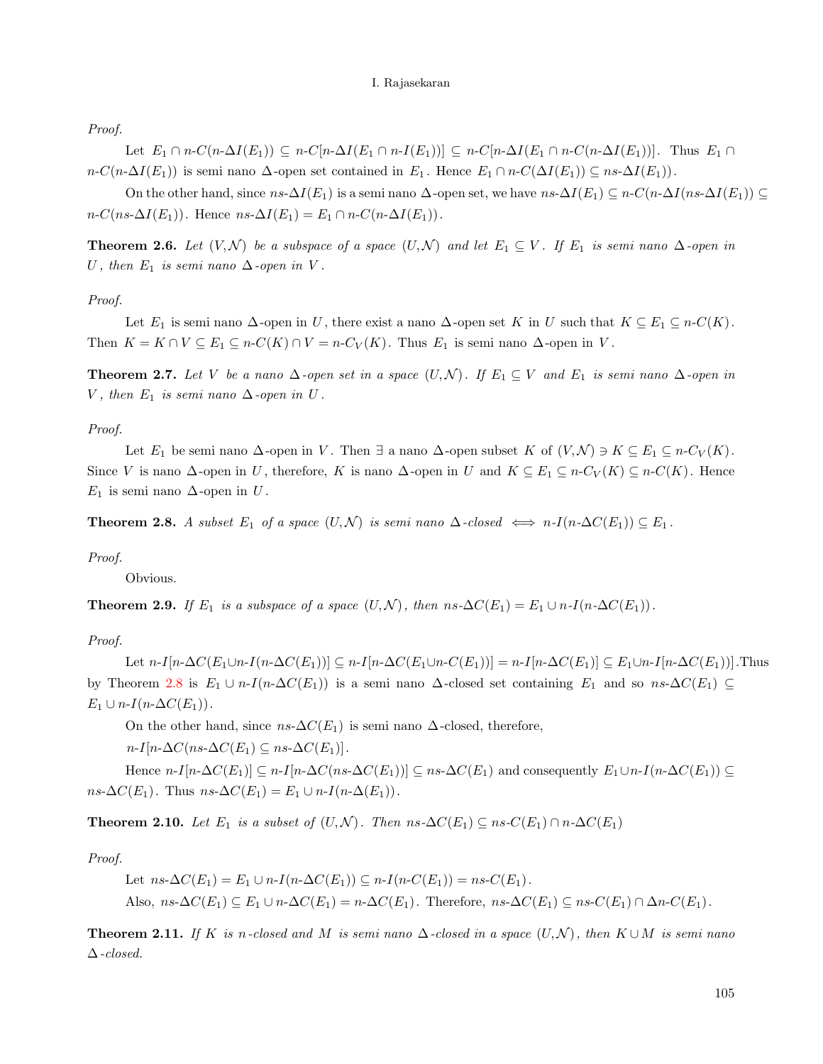*Proof.*

Let $E_1 \cap n\text{-}C(n\text{-}\Delta I(E_1)) \subseteq n\text{-}C[n\text{-}\Delta I(E_1 \cap n\text{-}I(E_1))] \subseteq n\text{-}C[n\text{-}\Delta I(E_1 \cap n\text{-}C(n\text{-}\Delta I(E_1))]$. Thus $E_1 \cap n\text{-}C(n\text{-}\Delta I(E_1))$ is semi nano $\Delta$-open set contained in $E_1$. Hence $E_1 \cap n\text{-}C(\Delta I(E_1)) \subseteq ns\text{-}\Delta I(E_1))$.

On the other hand, since $ns\text{-}\Delta I(E_1)$ is a semi nano $\Delta$-open set, we have $ns\text{-}\Delta I(E_1) \subseteq n\text{-}C(n\text{-}\Delta I(ns\text{-}\Delta I(E_1)) \subseteq n\text{-}C(ns\text{-}\Delta I(E_1))$. Hence $ns\text{-}\Delta I(E_1) = E_1 \cap n\text{-}C(n\text{-}\Delta I(E_1))$.

**Theorem 2.6.** *Let $(V, \mathcal{N})$ be a subspace of a space $(U, \mathcal{N})$ and let $E_1 \subseteq V$. If $E_1$ is semi nano $\Delta$-open in $U$, then $E_1$ is semi nano $\Delta$-open in $V$.*

*Proof.*

Let $E_1$ is semi nano $\Delta$-open in $U$, there exist a nano $\Delta$-open set $K$ in $U$ such that $K \subseteq E_1 \subseteq n\text{-}C(K)$. Then $K = K \cap V \subseteq E_1 \subseteq n\text{-}C(K) \cap V = n\text{-}C_V(K)$. Thus $E_1$ is semi nano $\Delta$-open in $V$.

**Theorem 2.7.** *Let $V$ be a nano $\Delta$-open set in a space $(U, \mathcal{N})$. If $E_1 \subseteq V$ and $E_1$ is semi nano $\Delta$-open in $V$, then $E_1$ is semi nano $\Delta$-open in $U$.*

*Proof.*

Let $E_1$ be semi nano $\Delta$-open in $V$. Then $\exists$ a nano $\Delta$-open subset $K$ of $(V, \mathcal{N}) \ni K \subseteq E_1 \subseteq n\text{-}C_V(K)$. Since $V$ is nano $\Delta$-open in $U$, therefore, $K$ is nano $\Delta$-open in $U$ and $K \subseteq E_1 \subseteq n\text{-}C_V(K) \subseteq n\text{-}C(K)$. Hence $E_1$ is semi nano $\Delta$-open in $U$.

**Theorem 2.8.** *A subset $E_1$ of a space $(U, \mathcal{N})$ is semi nano $\Delta$-closed $\iff$ $n\text{-}I(n\text{-}\Delta C(E_1)) \subseteq E_1$.*

*Proof.*

Obvious.

**Theorem 2.9.** *If $E_1$ is a subspace of a space $(U, \mathcal{N})$, then $ns\text{-}\Delta C(E_1) = E_1 \cup n\text{-}I(n\text{-}\Delta C(E_1))$.*

*Proof.*

Let $n\text{-}I[n\text{-}\Delta C(E_1 \cup n\text{-}I(n\text{-}\Delta C(E_1))] \subseteq n\text{-}I[n\text{-}\Delta C(E_1 \cup n\text{-}C(E_1))] = n\text{-}I[n\text{-}\Delta C(E_1)] \subseteq E_1 \cup n\text{-}I[n\text{-}\Delta C(E_1))]$. Thus by Theorem 2.8 is $E_1 \cup n\text{-}I(n\text{-}\Delta C(E_1))$ is a semi nano $\Delta$-closed set containing $E_1$ and so $ns\text{-}\Delta C(E_1) \subseteq E_1 \cup n\text{-}I(n\text{-}\Delta C(E_1))$.

On the other hand, since $ns\text{-}\Delta C(E_1)$ is semi nano $\Delta$-closed, therefore,

$n\text{-}I[n\text{-}\Delta C(ns\text{-}\Delta C(E_1) \subseteq ns\text{-}\Delta C(E_1)]$.

Hence $n\text{-}I[n\text{-}\Delta C(E_1)] \subseteq n\text{-}I[n\text{-}\Delta C(ns\text{-}\Delta C(E_1))] \subseteq ns\text{-}\Delta C(E_1)$ and consequently $E_1 \cup n\text{-}I(n\text{-}\Delta C(E_1)) \subseteq ns\text{-}\Delta C(E_1)$. Thus $ns\text{-}\Delta C(E_1) = E_1 \cup n\text{-}I(n\text{-}\Delta(E_1))$.

**Theorem 2.10.** *Let $E_1$ is a subset of $(U, \mathcal{N})$. Then $ns\text{-}\Delta C(E_1) \subseteq ns\text{-}C(E_1) \cap n\text{-}\Delta C(E_1)$*

*Proof.*

Let $ns\text{-}\Delta C(E_1) = E_1 \cup n\text{-}I(n\text{-}\Delta C(E_1)) \subseteq n\text{-}I(n\text{-}C(E_1)) = ns\text{-}C(E_1)$.

Also, $ns\text{-}\Delta C(E_1) \subseteq E_1 \cup n\text{-}\Delta C(E_1) = n\text{-}\Delta C(E_1)$. Therefore, $ns\text{-}\Delta C(E_1) \subseteq ns\text{-}C(E_1) \cap \Delta n\text{-}C(E_1)$.

**Theorem 2.11.** *If $K$ is $n$-closed and $M$ is semi nano $\Delta$-closed in a space $(U, \mathcal{N})$, then $K \cup M$ is semi nano $\Delta$-closed.*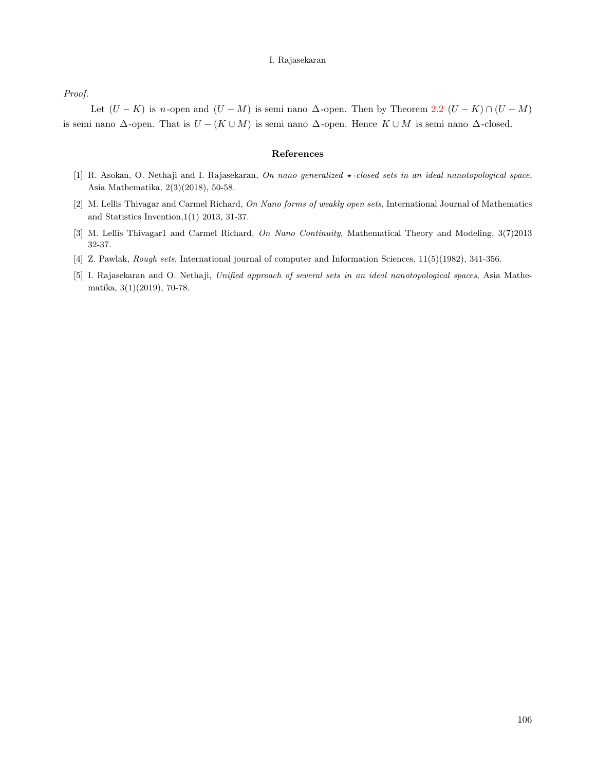*Proof.*

Let $(U - K)$ is $n$-open and $(U - M)$ is semi nano $\Delta$-open. Then by Theorem 2.2 $(U - K) \cap (U - M)$ is semi nano $\Delta$-open. That is $U - (K \cup M)$ is semi nano $\Delta$-open. Hence $K \cup M$ is semi nano $\Delta$-closed.

## References

[1] R. Asokan, O. Nethaji and I. Rajasekaran, *On nano generalized ⋆-closed sets in an ideal nanotopological space*, Asia Mathematika, 2(3)(2018), 50-58.

[2] M. Lellis Thivagar and Carmel Richard, *On Nano forms of weakly open sets*, International Journal of Mathematics and Statistics Invention,1(1) 2013, 31-37.

[3] M. Lellis Thivagar1 and Carmel Richard, *On Nano Continuity*, Mathematical Theory and Modeling, 3(7)2013 32-37.

[4] Z. Pawlak, *Rough sets*, International journal of computer and Information Sciences, 11(5)(1982), 341-356.

[5] I. Rajasekaran and O. Nethaji, *Unified approach of several sets in an ideal nanotopological spaces*, Asia Mathematika, 3(1)(2019), 70-78.